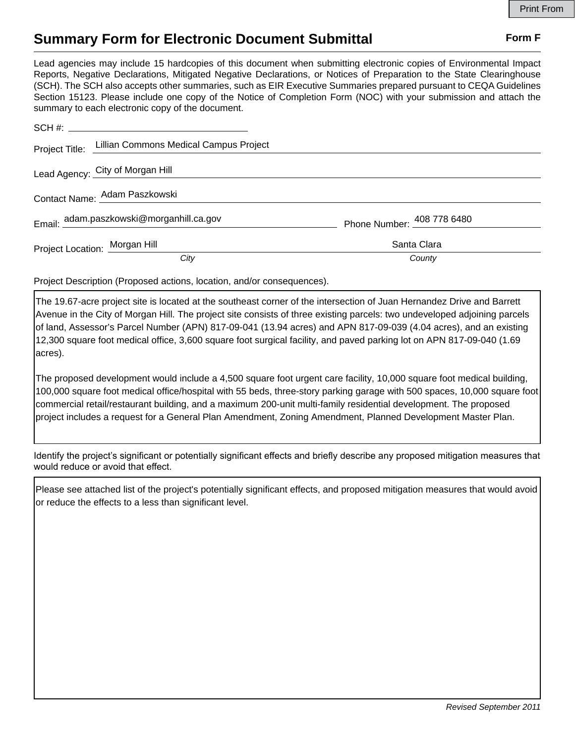# Summary Form for Electronic Document Submittal

**Form F**

Lead agencies may include 15 hardcopies of this document when submitting electronic copies of Environmental Impact Reports, Negative Declarations, Mitigated Negative Declarations, or Notices of Preparation to the State Clearinghouse (SCH). The SCH also accepts other summaries, such as EIR Executive Summaries prepared pursuant to CEQA Guidelines Section 15123. Please include one copy of the Notice of Completion Form (NOC) with your submission and attach the summary to each electronic copy of the document.

SCH #: 

Project Title: Lillian Commons Medical Campus Project

Lead Agency: City of Morgan Hill

Contact Name: Adam Paszkowski

Email: adam.paszkowski@morganhill.ca.gov  Phone Number: 408 778 6480

Project Location: Morgan Hill (*City*)  Santa Clara (*County*)

Project Description (Proposed actions, location, and/or consequences).

The 19.67-acre project site is located at the southeast corner of the intersection of Juan Hernandez Drive and Barrett Avenue in the City of Morgan Hill. The project site consists of three existing parcels: two undeveloped adjoining parcels of land, Assessor's Parcel Number (APN) 817-09-041 (13.94 acres) and APN 817-09-039 (4.04 acres), and an existing 12,300 square foot medical office, 3,600 square foot surgical facility, and paved parking lot on APN 817-09-040 (1.69 acres).

The proposed development would include a 4,500 square foot urgent care facility, 10,000 square foot medical building, 100,000 square foot medical office/hospital with 55 beds, three-story parking garage with 500 spaces, 10,000 square foot commercial retail/restaurant building, and a maximum 200-unit multi-family residential development. The proposed project includes a request for a General Plan Amendment, Zoning Amendment, Planned Development Master Plan.

Identify the project's significant or potentially significant effects and briefly describe any proposed mitigation measures that would reduce or avoid that effect.

Please see attached list of the project's potentially significant effects, and proposed mitigation measures that would avoid or reduce the effects to a less than significant level.

*Revised September 2011*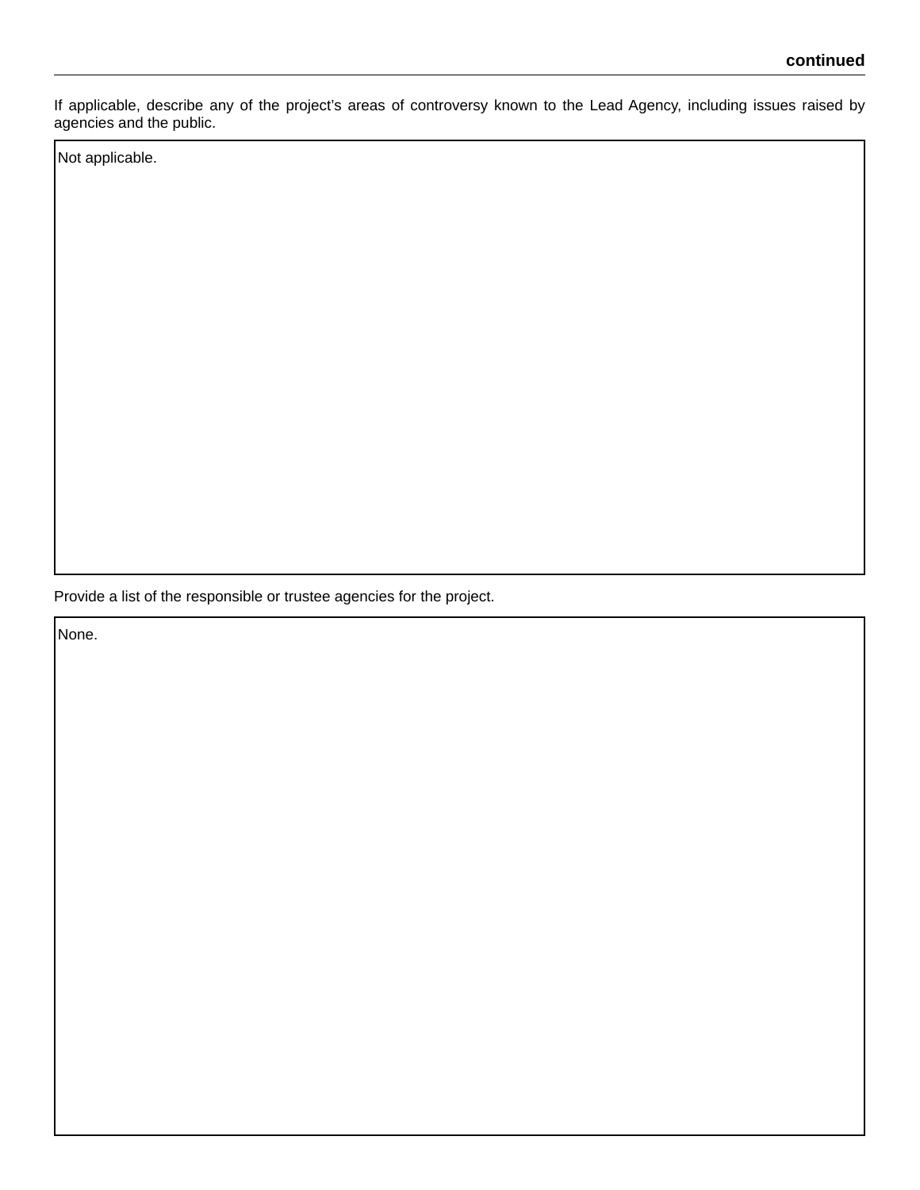**continued**

If applicable, describe any of the project's areas of controversy known to the Lead Agency, including issues raised by agencies and the public.

Not applicable.

Provide a list of the responsible or trustee agencies for the project.

None.